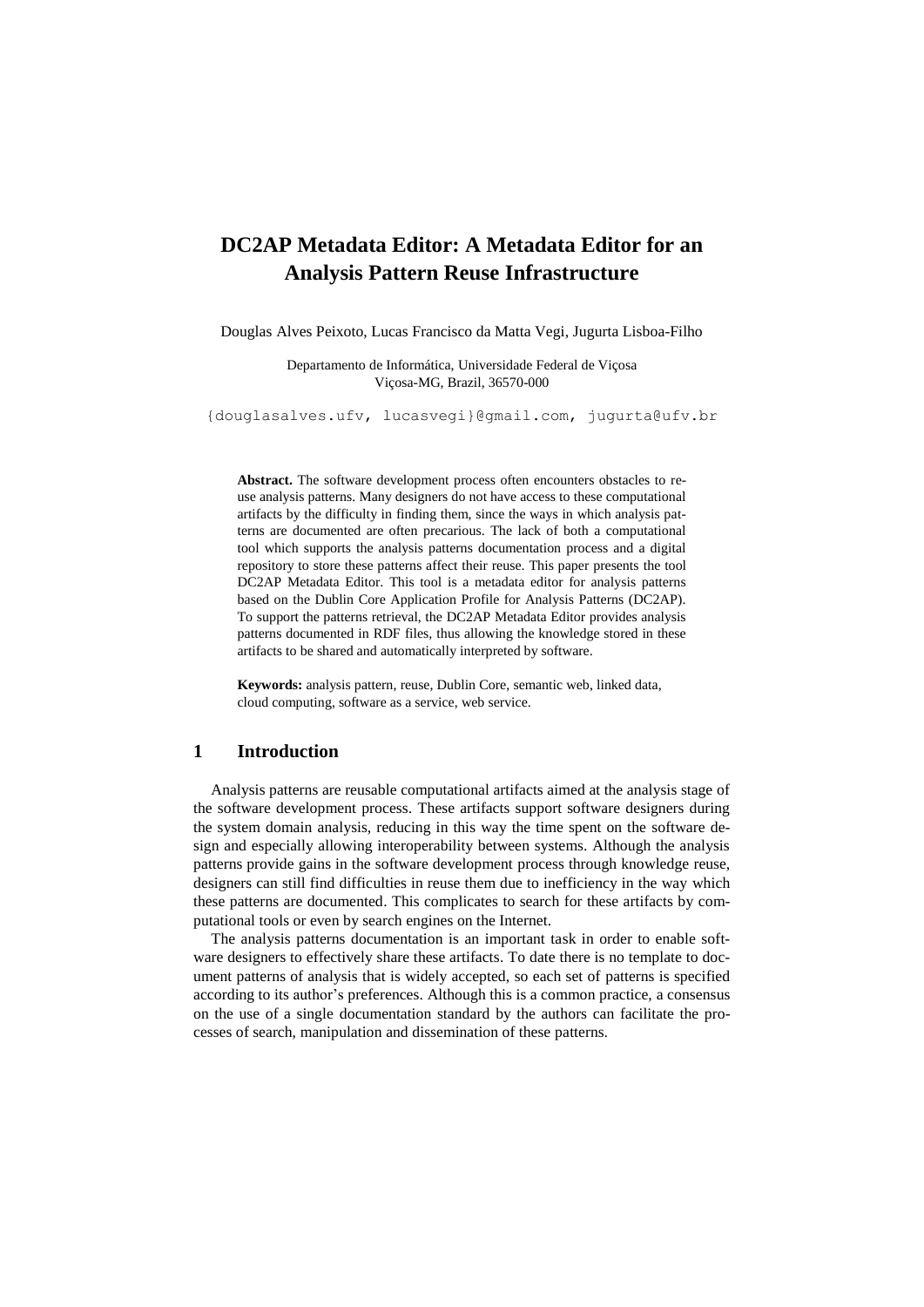# DC2AP Metadata Editor: A Metadata Editor for an Analysis Pattern Reuse Infrastructure

Douglas Alves Peixoto, Lucas Francisco da Matta Vegi, Jugurta Lisboa-Filho

Departamento de Informática, Universidade Federal de Viçosa
Viçosa-MG, Brazil, 36570-000

{douglasalves.ufv, lucasvegi}@gmail.com, jugurta@ufv.br

**Abstract.** The software development process often encounters obstacles to reuse analysis patterns. Many designers do not have access to these computational artifacts by the difficulty in finding them, since the ways in which analysis patterns are documented are often precarious. The lack of both a computational tool which supports the analysis patterns documentation process and a digital repository to store these patterns affect their reuse. This paper presents the tool DC2AP Metadata Editor. This tool is a metadata editor for analysis patterns based on the Dublin Core Application Profile for Analysis Patterns (DC2AP). To support the patterns retrieval, the DC2AP Metadata Editor provides analysis patterns documented in RDF files, thus allowing the knowledge stored in these artifacts to be shared and automatically interpreted by software.

**Keywords:** analysis pattern, reuse, Dublin Core, semantic web, linked data, cloud computing, software as a service, web service.

## 1 Introduction

Analysis patterns are reusable computational artifacts aimed at the analysis stage of the software development process. These artifacts support software designers during the system domain analysis, reducing in this way the time spent on the software design and especially allowing interoperability between systems. Although the analysis patterns provide gains in the software development process through knowledge reuse, designers can still find difficulties in reuse them due to inefficiency in the way which these patterns are documented. This complicates to search for these artifacts by computational tools or even by search engines on the Internet.

The analysis patterns documentation is an important task in order to enable software designers to effectively share these artifacts. To date there is no template to document patterns of analysis that is widely accepted, so each set of patterns is specified according to its author's preferences. Although this is a common practice, a consensus on the use of a single documentation standard by the authors can facilitate the processes of search, manipulation and dissemination of these patterns.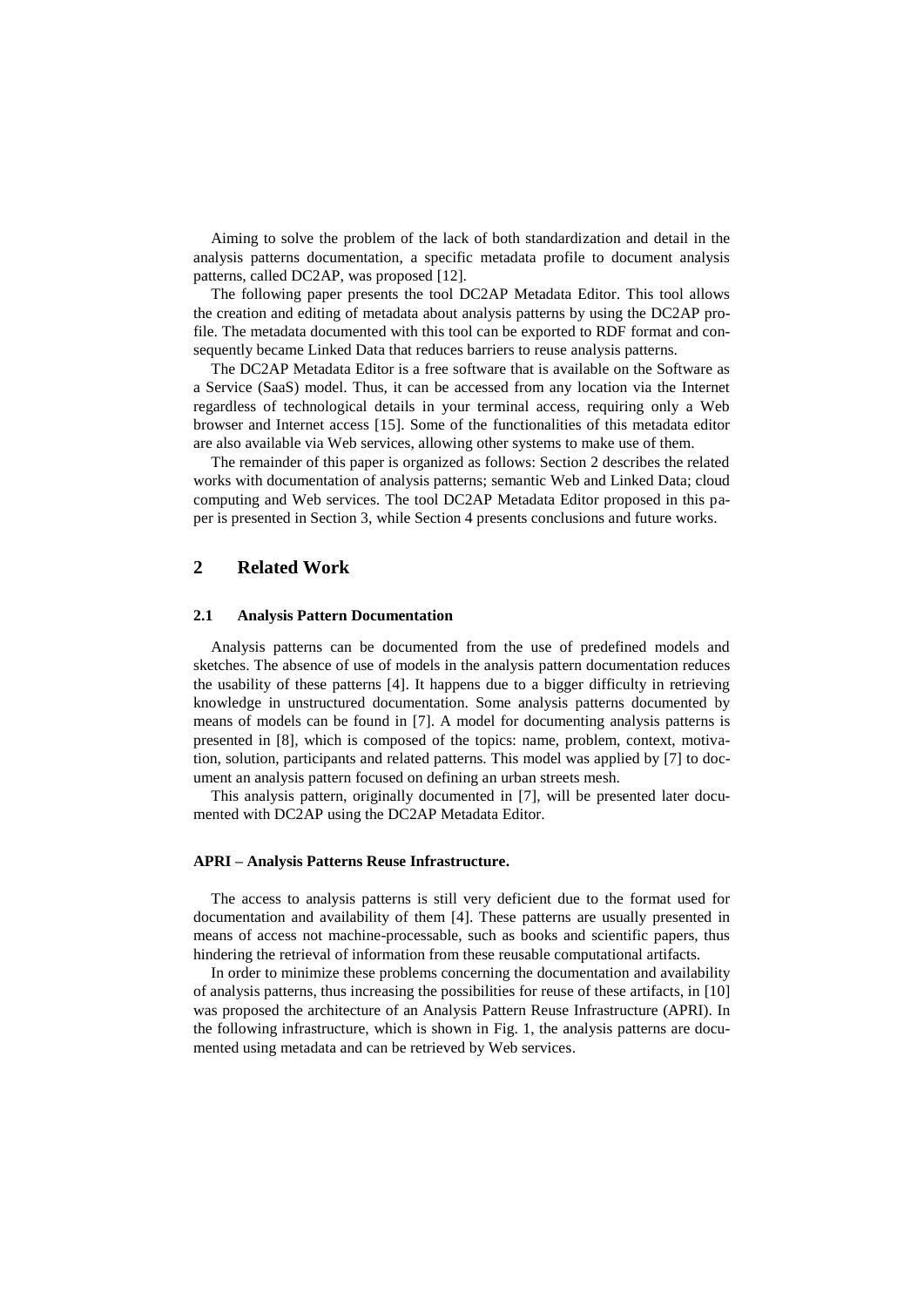Aiming to solve the problem of the lack of both standardization and detail in the analysis patterns documentation, a specific metadata profile to document analysis patterns, called DC2AP, was proposed [12].

The following paper presents the tool DC2AP Metadata Editor. This tool allows the creation and editing of metadata about analysis patterns by using the DC2AP profile. The metadata documented with this tool can be exported to RDF format and consequently became Linked Data that reduces barriers to reuse analysis patterns.

The DC2AP Metadata Editor is a free software that is available on the Software as a Service (SaaS) model. Thus, it can be accessed from any location via the Internet regardless of technological details in your terminal access, requiring only a Web browser and Internet access [15]. Some of the functionalities of this metadata editor are also available via Web services, allowing other systems to make use of them.

The remainder of this paper is organized as follows: Section 2 describes the related works with documentation of analysis patterns; semantic Web and Linked Data; cloud computing and Web services. The tool DC2AP Metadata Editor proposed in this paper is presented in Section 3, while Section 4 presents conclusions and future works.

## 2 Related Work

### 2.1 Analysis Pattern Documentation

Analysis patterns can be documented from the use of predefined models and sketches. The absence of use of models in the analysis pattern documentation reduces the usability of these patterns [4]. It happens due to a bigger difficulty in retrieving knowledge in unstructured documentation. Some analysis patterns documented by means of models can be found in [7]. A model for documenting analysis patterns is presented in [8], which is composed of the topics: name, problem, context, motivation, solution, participants and related patterns. This model was applied by [7] to document an analysis pattern focused on defining an urban streets mesh.

This analysis pattern, originally documented in [7], will be presented later documented with DC2AP using the DC2AP Metadata Editor.

**APRI – Analysis Patterns Reuse Infrastructure.**

The access to analysis patterns is still very deficient due to the format used for documentation and availability of them [4]. These patterns are usually presented in means of access not machine-processable, such as books and scientific papers, thus hindering the retrieval of information from these reusable computational artifacts.

In order to minimize these problems concerning the documentation and availability of analysis patterns, thus increasing the possibilities for reuse of these artifacts, in [10] was proposed the architecture of an Analysis Pattern Reuse Infrastructure (APRI). In the following infrastructure, which is shown in Fig. 1, the analysis patterns are documented using metadata and can be retrieved by Web services.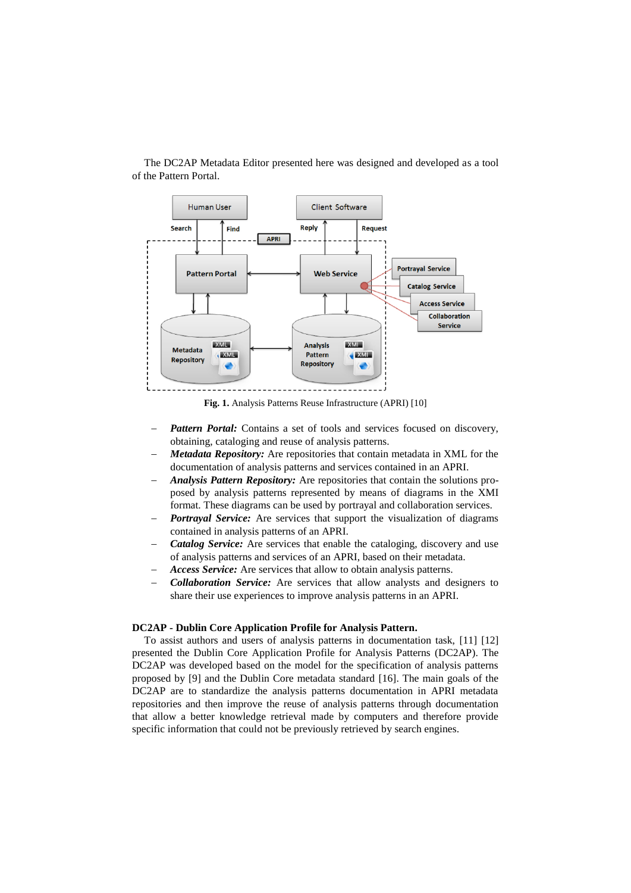The DC2AP Metadata Editor presented here was designed and developed as a tool of the Pattern Portal.

**Fig. 1.** Analysis Patterns Reuse Infrastructure (APRI) [10]

- ***Pattern Portal:*** Contains a set of tools and services focused on discovery, obtaining, cataloging and reuse of analysis patterns.
- ***Metadata Repository:*** Are repositories that contain metadata in XML for the documentation of analysis patterns and services contained in an APRI.
- ***Analysis Pattern Repository:*** Are repositories that contain the solutions proposed by analysis patterns represented by means of diagrams in the XMI format. These diagrams can be used by portrayal and collaboration services.
- ***Portrayal Service:*** Are services that support the visualization of diagrams contained in analysis patterns of an APRI.
- ***Catalog Service:*** Are services that enable the cataloging, discovery and use of analysis patterns and services of an APRI, based on their metadata.
- ***Access Service:*** Are services that allow to obtain analysis patterns.
- ***Collaboration Service:*** Are services that allow analysts and designers to share their use experiences to improve analysis patterns in an APRI.

**DC2AP - Dublin Core Application Profile for Analysis Pattern.**

To assist authors and users of analysis patterns in documentation task, [11] [12] presented the Dublin Core Application Profile for Analysis Patterns (DC2AP). The DC2AP was developed based on the model for the specification of analysis patterns proposed by [9] and the Dublin Core metadata standard [16]. The main goals of the DC2AP are to standardize the analysis patterns documentation in APRI metadata repositories and then improve the reuse of analysis patterns through documentation that allow a better knowledge retrieval made by computers and therefore provide specific information that could not be previously retrieved by search engines.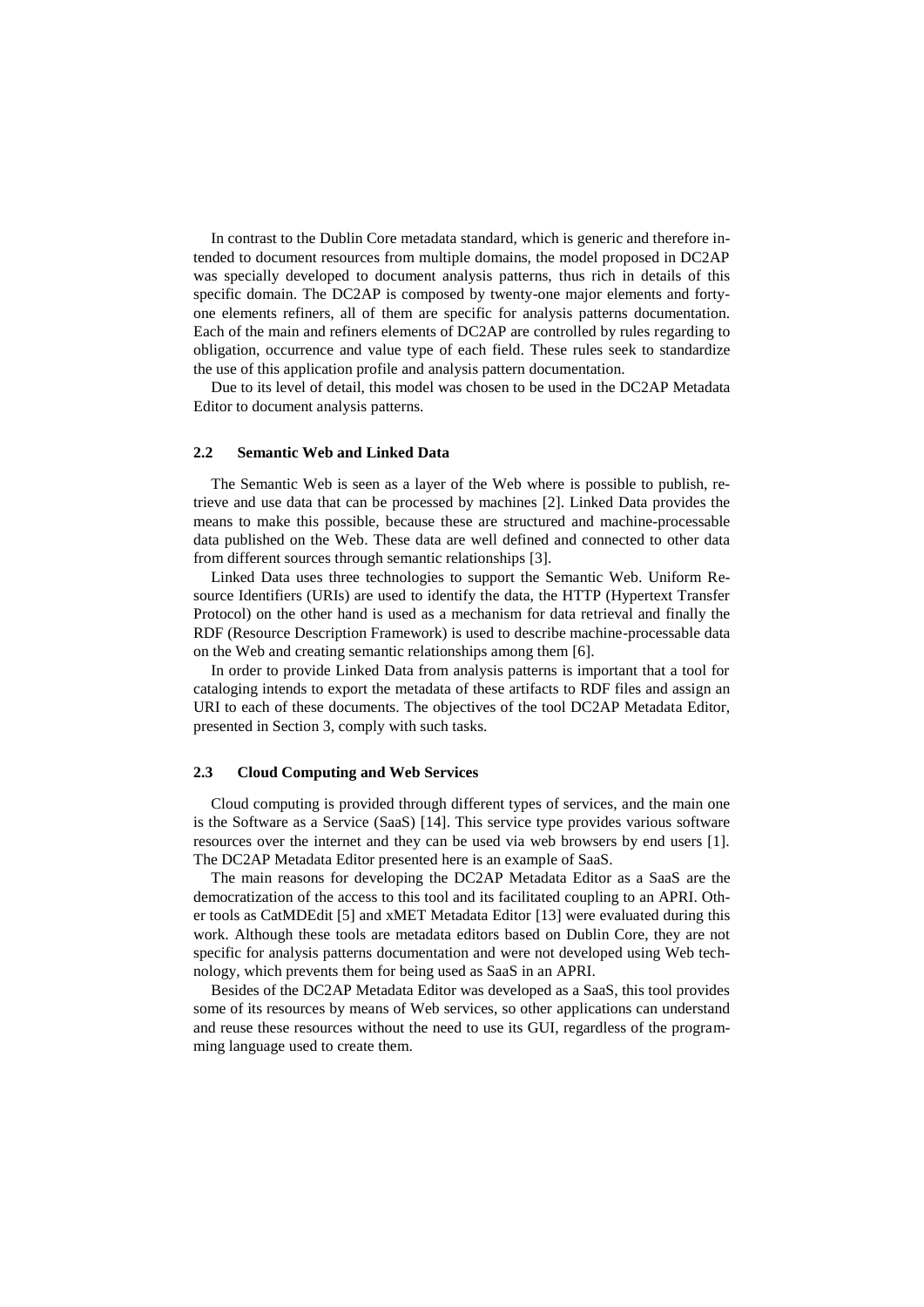In contrast to the Dublin Core metadata standard, which is generic and therefore intended to document resources from multiple domains, the model proposed in DC2AP was specially developed to document analysis patterns, thus rich in details of this specific domain. The DC2AP is composed by twenty-one major elements and forty-one elements refiners, all of them are specific for analysis patterns documentation. Each of the main and refiners elements of DC2AP are controlled by rules regarding to obligation, occurrence and value type of each field. These rules seek to standardize the use of this application profile and analysis pattern documentation.

Due to its level of detail, this model was chosen to be used in the DC2AP Metadata Editor to document analysis patterns.

### 2.2 Semantic Web and Linked Data

The Semantic Web is seen as a layer of the Web where is possible to publish, retrieve and use data that can be processed by machines [2]. Linked Data provides the means to make this possible, because these are structured and machine-processable data published on the Web. These data are well defined and connected to other data from different sources through semantic relationships [3].

Linked Data uses three technologies to support the Semantic Web. Uniform Resource Identifiers (URIs) are used to identify the data, the HTTP (Hypertext Transfer Protocol) on the other hand is used as a mechanism for data retrieval and finally the RDF (Resource Description Framework) is used to describe machine-processable data on the Web and creating semantic relationships among them [6].

In order to provide Linked Data from analysis patterns is important that a tool for cataloging intends to export the metadata of these artifacts to RDF files and assign an URI to each of these documents. The objectives of the tool DC2AP Metadata Editor, presented in Section 3, comply with such tasks.

### 2.3 Cloud Computing and Web Services

Cloud computing is provided through different types of services, and the main one is the Software as a Service (SaaS) [14]. This service type provides various software resources over the internet and they can be used via web browsers by end users [1]. The DC2AP Metadata Editor presented here is an example of SaaS.

The main reasons for developing the DC2AP Metadata Editor as a SaaS are the democratization of the access to this tool and its facilitated coupling to an APRI. Other tools as CatMDEdit [5] and xMET Metadata Editor [13] were evaluated during this work. Although these tools are metadata editors based on Dublin Core, they are not specific for analysis patterns documentation and were not developed using Web technology, which prevents them for being used as SaaS in an APRI.

Besides of the DC2AP Metadata Editor was developed as a SaaS, this tool provides some of its resources by means of Web services, so other applications can understand and reuse these resources without the need to use its GUI, regardless of the programming language used to create them.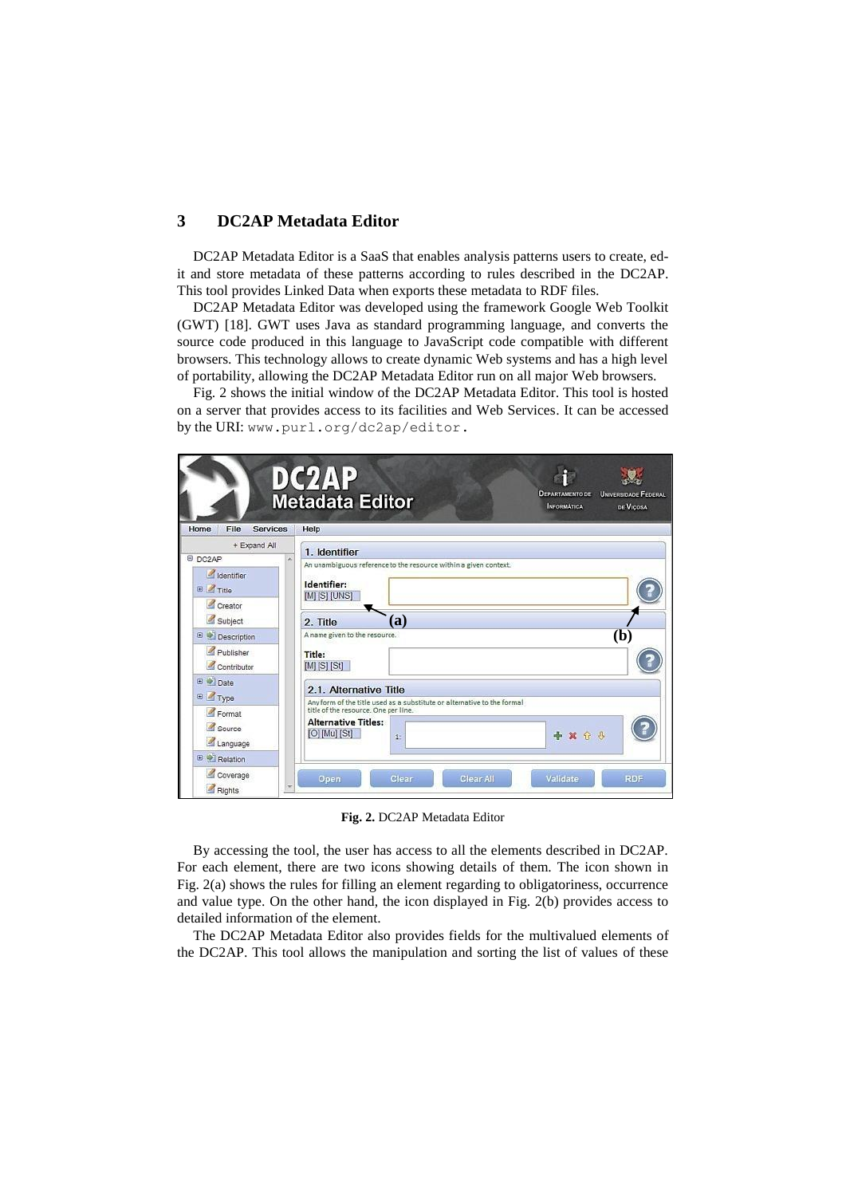## 3 DC2AP Metadata Editor

DC2AP Metadata Editor is a SaaS that enables analysis patterns users to create, edit and store metadata of these patterns according to rules described in the DC2AP. This tool provides Linked Data when exports these metadata to RDF files.

DC2AP Metadata Editor was developed using the framework Google Web Toolkit (GWT) [18]. GWT uses Java as standard programming language, and converts the source code produced in this language to JavaScript code compatible with different browsers. This technology allows to create dynamic Web systems and has a high level of portability, allowing the DC2AP Metadata Editor run on all major Web browsers.

Fig. 2 shows the initial window of the DC2AP Metadata Editor. This tool is hosted on a server that provides access to its facilities and Web Services. It can be accessed by the URI: `www.purl.org/dc2ap/editor`.

**Fig. 2.** DC2AP Metadata Editor

By accessing the tool, the user has access to all the elements described in DC2AP. For each element, there are two icons showing details of them. The icon shown in Fig. 2(a) shows the rules for filling an element regarding to obligatoriness, occurrence and value type. On the other hand, the icon displayed in Fig. 2(b) provides access to detailed information of the element.

The DC2AP Metadata Editor also provides fields for the multivalued elements of the DC2AP. This tool allows the manipulation and sorting the list of values of these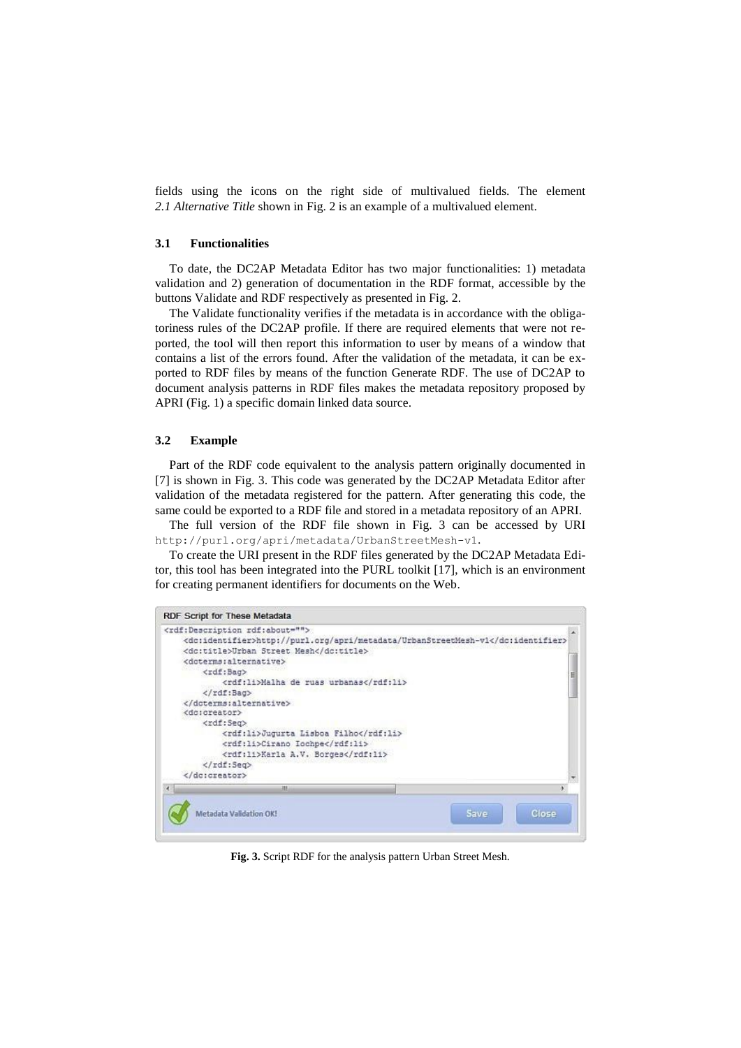fields using the icons on the right side of multivalued fields. The element *2.1 Alternative Title* shown in Fig. 2 is an example of a multivalued element.

### 3.1 Functionalities

To date, the DC2AP Metadata Editor has two major functionalities: 1) metadata validation and 2) generation of documentation in the RDF format, accessible by the buttons Validate and RDF respectively as presented in Fig. 2.

The Validate functionality verifies if the metadata is in accordance with the obligatoriness rules of the DC2AP profile. If there are required elements that were not reported, the tool will then report this information to user by means of a window that contains a list of the errors found. After the validation of the metadata, it can be exported to RDF files by means of the function Generate RDF. The use of DC2AP to document analysis patterns in RDF files makes the metadata repository proposed by APRI (Fig. 1) a specific domain linked data source.

### 3.2 Example

Part of the RDF code equivalent to the analysis pattern originally documented in [7] is shown in Fig. 3. This code was generated by the DC2AP Metadata Editor after validation of the metadata registered for the pattern. After generating this code, the same could be exported to a RDF file and stored in a metadata repository of an APRI.

The full version of the RDF file shown in Fig. 3 can be accessed by URI `http://purl.org/apri/metadata/UrbanStreetMesh-v1`.

To create the URI present in the RDF files generated by the DC2AP Metadata Editor, this tool has been integrated into the PURL toolkit [17], which is an environment for creating permanent identifiers for documents on the Web.

RDF Script for These Metadata

```
<rdf:Description rdf:about="">
    <dc:identifier>http://purl.org/apri/metadata/UrbanStreetMesh-v1</dc:identifier>
    <dc:title>Urban Street Mesh</dc:title>
    <dcterms:alternative>
        <rdf:Bag>
            <rdf:li>Malha de ruas urbanas</rdf:li>
        </rdf:Bag>
    </dcterms:alternative>
    <dc:creator>
        <rdf:Seq>
            <rdf:li>Jugurta Lisboa Filho</rdf:li>
            <rdf:li>Cirano Iochpe</rdf:li>
            <rdf:li>Karla A.V. Borges</rdf:li>
        </rdf:Seq>
    </dc:creator>
```

Metadata Validation OK! Save Close

**Fig. 3.** Script RDF for the analysis pattern Urban Street Mesh.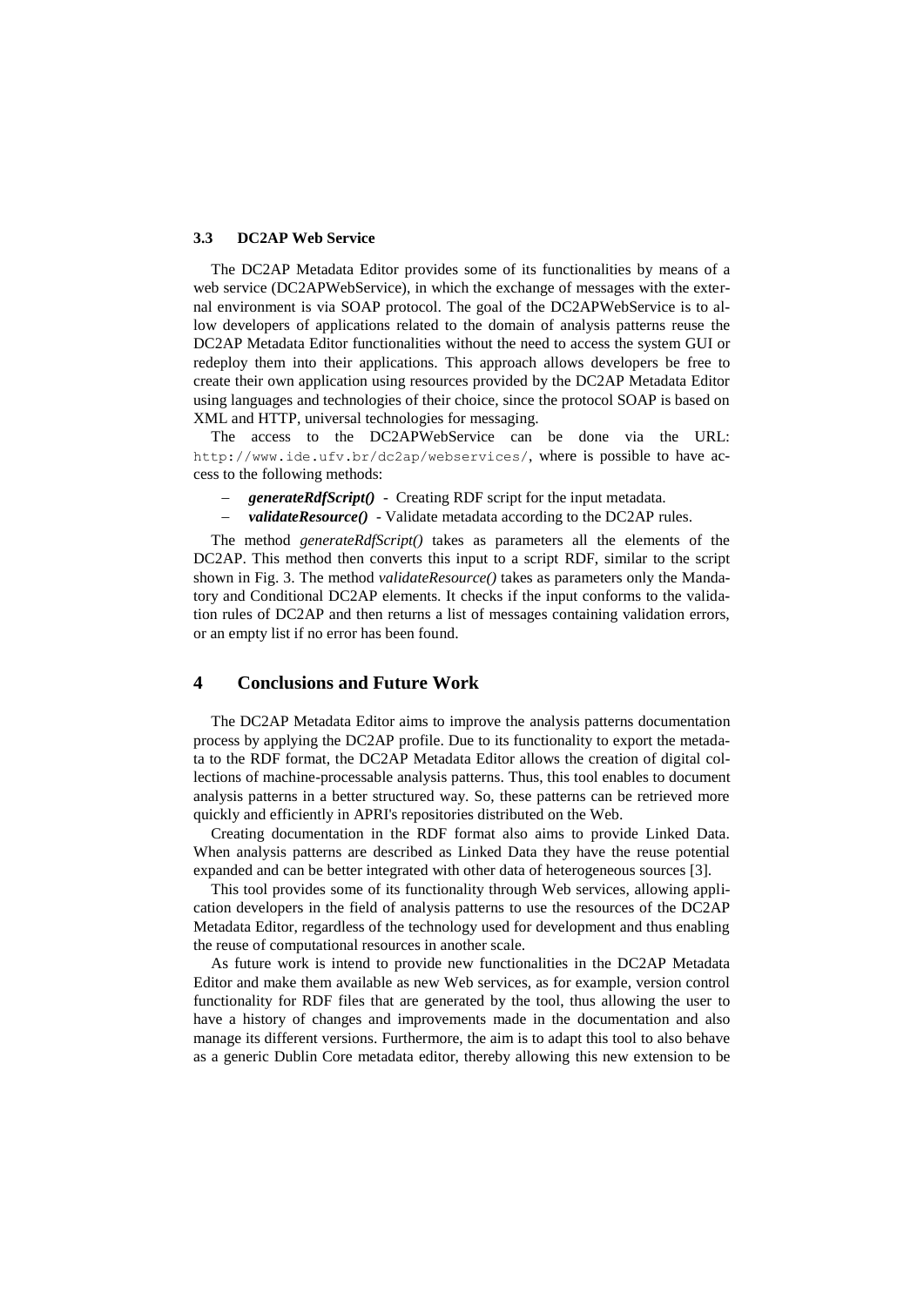### 3.3 DC2AP Web Service

The DC2AP Metadata Editor provides some of its functionalities by means of a web service (DC2APWebService), in which the exchange of messages with the external environment is via SOAP protocol. The goal of the DC2APWebService is to allow developers of applications related to the domain of analysis patterns reuse the DC2AP Metadata Editor functionalities without the need to access the system GUI or redeploy them into their applications. This approach allows developers be free to create their own application using resources provided by the DC2AP Metadata Editor using languages and technologies of their choice, since the protocol SOAP is based on XML and HTTP, universal technologies for messaging.

The access to the DC2APWebService can be done via the URL: `http://www.ide.ufv.br/dc2ap/webservices/`, where is possible to have access to the following methods:

- ***generateRdfScript()*** - Creating RDF script for the input metadata.
- ***validateResource()*** - Validate metadata according to the DC2AP rules.

The method *generateRdfScript()* takes as parameters all the elements of the DC2AP. This method then converts this input to a script RDF, similar to the script shown in Fig. 3. The method *validateResource()* takes as parameters only the Mandatory and Conditional DC2AP elements. It checks if the input conforms to the validation rules of DC2AP and then returns a list of messages containing validation errors, or an empty list if no error has been found.

## 4 Conclusions and Future Work

The DC2AP Metadata Editor aims to improve the analysis patterns documentation process by applying the DC2AP profile. Due to its functionality to export the metadata to the RDF format, the DC2AP Metadata Editor allows the creation of digital collections of machine-processable analysis patterns. Thus, this tool enables to document analysis patterns in a better structured way. So, these patterns can be retrieved more quickly and efficiently in APRI's repositories distributed on the Web.

Creating documentation in the RDF format also aims to provide Linked Data. When analysis patterns are described as Linked Data they have the reuse potential expanded and can be better integrated with other data of heterogeneous sources [3].

This tool provides some of its functionality through Web services, allowing application developers in the field of analysis patterns to use the resources of the DC2AP Metadata Editor, regardless of the technology used for development and thus enabling the reuse of computational resources in another scale.

As future work is intend to provide new functionalities in the DC2AP Metadata Editor and make them available as new Web services, as for example, version control functionality for RDF files that are generated by the tool, thus allowing the user to have a history of changes and improvements made in the documentation and also manage its different versions. Furthermore, the aim is to adapt this tool to also behave as a generic Dublin Core metadata editor, thereby allowing this new extension to be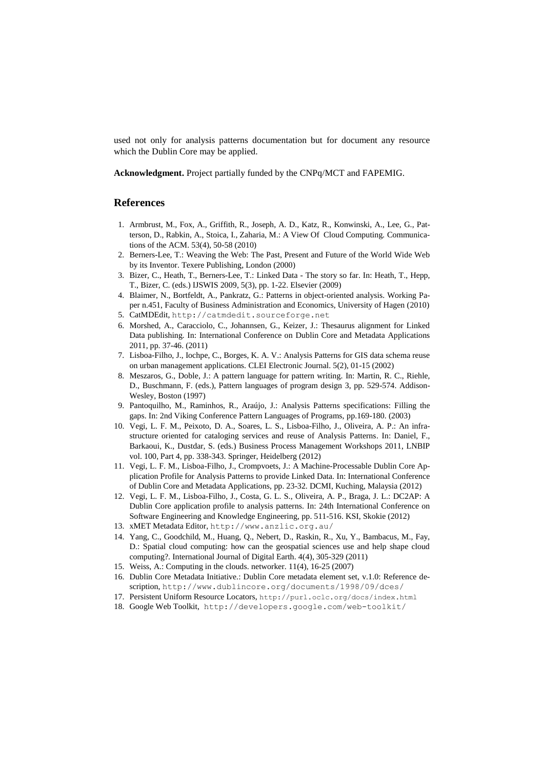used not only for analysis patterns documentation but for document any resource which the Dublin Core may be applied.

**Acknowledgment.** Project partially funded by the CNPq/MCT and FAPEMIG.

## References

1. Armbrust, M., Fox, A., Griffith, R., Joseph, A. D., Katz, R., Konwinski, A., Lee, G., Patterson, D., Rabkin, A., Stoica, I., Zaharia, M.: A View Of Cloud Computing. Communications of the ACM. 53(4), 50-58 (2010)
2. Berners-Lee, T.: Weaving the Web: The Past, Present and Future of the World Wide Web by its Inventor. Texere Publishing, London (2000)
3. Bizer, C., Heath, T., Berners-Lee, T.: Linked Data - The story so far. In: Heath, T., Hepp, T., Bizer, C. (eds.) IJSWIS 2009, 5(3), pp. 1-22. Elsevier (2009)
4. Blaimer, N., Bortfeldt, A., Pankratz, G.: Patterns in object-oriented analysis. Working Paper n.451, Faculty of Business Administration and Economics, University of Hagen (2010)
5. CatMDEdit, http://catmdedit.sourceforge.net
6. Morshed, A., Caracciolo, C., Johannsen, G., Keizer, J.: Thesaurus alignment for Linked Data publishing. In: International Conference on Dublin Core and Metadata Applications 2011, pp. 37-46. (2011)
7. Lisboa-Filho, J., Iochpe, C., Borges, K. A. V.: Analysis Patterns for GIS data schema reuse on urban management applications. CLEI Electronic Journal. 5(2), 01-15 (2002)
8. Meszaros, G., Doble, J.: A pattern language for pattern writing. In: Martin, R. C., Riehle, D., Buschmann, F. (eds.), Pattern languages of program design 3, pp. 529-574. Addison-Wesley, Boston (1997)
9. Pantoquilho, M., Raminhos, R., Araújo, J.: Analysis Patterns specifications: Filling the gaps. In: 2nd Viking Conference Pattern Languages of Programs, pp.169-180. (2003)
10. Vegi, L. F. M., Peixoto, D. A., Soares, L. S., Lisboa-Filho, J., Oliveira, A. P.: An infrastructure oriented for cataloging services and reuse of Analysis Patterns. In: Daniel, F., Barkaoui, K., Dustdar, S. (eds.) Business Process Management Workshops 2011, LNBIP vol. 100, Part 4, pp. 338-343. Springer, Heidelberg (2012)
11. Vegi, L. F. M., Lisboa-Filho, J., Crompvoets, J.: A Machine-Processable Dublin Core Application Profile for Analysis Patterns to provide Linked Data. In: International Conference of Dublin Core and Metadata Applications, pp. 23-32. DCMI, Kuching, Malaysia (2012)
12. Vegi, L. F. M., Lisboa-Filho, J., Costa, G. L. S., Oliveira, A. P., Braga, J. L.: DC2AP: A Dublin Core application profile to analysis patterns. In: 24th International Conference on Software Engineering and Knowledge Engineering, pp. 511-516. KSI, Skokie (2012)
13. xMET Metadata Editor, http://www.anzlic.org.au/
14. Yang, C., Goodchild, M., Huang, Q., Nebert, D., Raskin, R., Xu, Y., Bambacus, M., Fay, D.: Spatial cloud computing: how can the geospatial sciences use and help shape cloud computing?. International Journal of Digital Earth. 4(4), 305-329 (2011)
15. Weiss, A.: Computing in the clouds. networker. 11(4), 16-25 (2007)
16. Dublin Core Metadata Initiative.: Dublin Core metadata element set, v.1.0: Reference description, http://www.dublincore.org/documents/1998/09/dces/
17. Persistent Uniform Resource Locators, http://purl.oclc.org/docs/index.html
18. Google Web Toolkit, http://developers.google.com/web-toolkit/